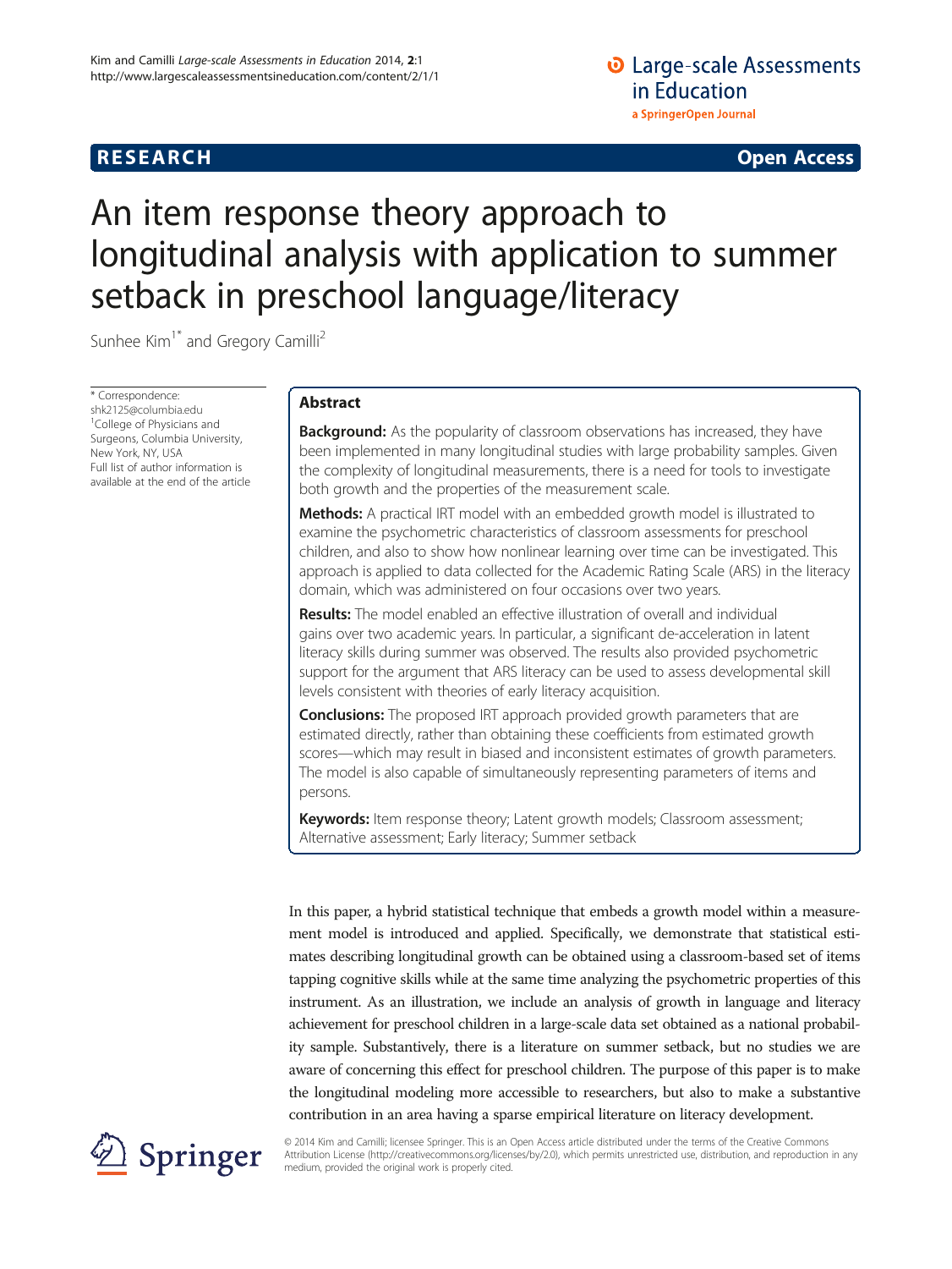# An item response theory approach to longitudinal analysis with application to summer setback in preschool language/literacy

Sunhee Kim[1*] and Gregory Camilli[2]

* Correspondence: shk2125@columbia.edu
[1]College of Physicians and Surgeons, Columbia University, New York, NY, USA
Full list of author information is available at the end of the article

## Abstract

**Background:** As the popularity of classroom observations has increased, they have been implemented in many longitudinal studies with large probability samples. Given the complexity of longitudinal measurements, there is a need for tools to investigate both growth and the properties of the measurement scale.

**Methods:** A practical IRT model with an embedded growth model is illustrated to examine the psychometric characteristics of classroom assessments for preschool children, and also to show how nonlinear learning over time can be investigated. This approach is applied to data collected for the Academic Rating Scale (ARS) in the literacy domain, which was administered on four occasions over two years.

**Results:** The model enabled an effective illustration of overall and individual gains over two academic years. In particular, a significant de-acceleration in latent literacy skills during summer was observed. The results also provided psychometric support for the argument that ARS literacy can be used to assess developmental skill levels consistent with theories of early literacy acquisition.

**Conclusions:** The proposed IRT approach provided growth parameters that are estimated directly, rather than obtaining these coefficients from estimated growth scores—which may result in biased and inconsistent estimates of growth parameters. The model is also capable of simultaneously representing parameters of items and persons.

**Keywords:** Item response theory; Latent growth models; Classroom assessment; Alternative assessment; Early literacy; Summer setback

In this paper, a hybrid statistical technique that embeds a growth model within a measurement model is introduced and applied. Specifically, we demonstrate that statistical estimates describing longitudinal growth can be obtained using a classroom-based set of items tapping cognitive skills while at the same time analyzing the psychometric properties of this instrument. As an illustration, we include an analysis of growth in language and literacy achievement for preschool children in a large-scale data set obtained as a national probability sample. Substantively, there is a literature on summer setback, but no studies we are aware of concerning this effect for preschool children. The purpose of this paper is to make the longitudinal modeling more accessible to researchers, but also to make a substantive contribution in an area having a sparse empirical literature on literacy development.

© 2014 Kim and Camilli; licensee Springer. This is an Open Access article distributed under the terms of the Creative Commons Attribution License (http://creativecommons.org/licenses/by/2.0), which permits unrestricted use, distribution, and reproduction in any medium, provided the original work is properly cited.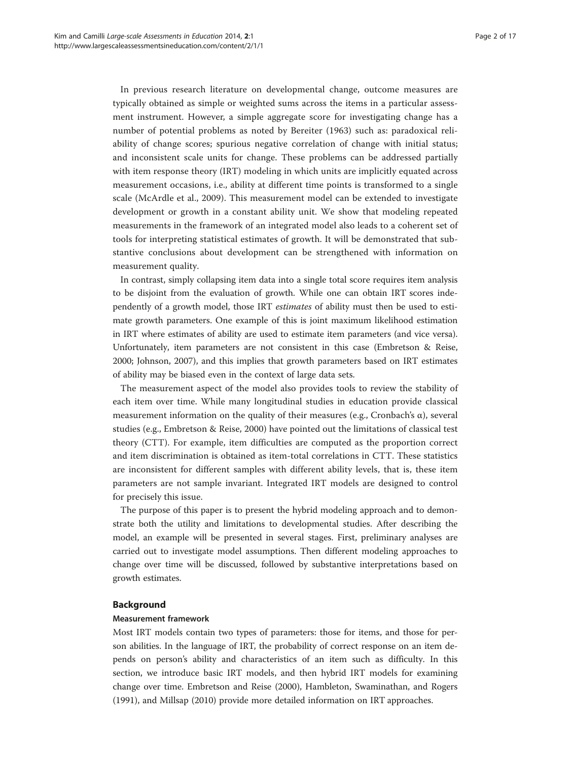In previous research literature on developmental change, outcome measures are typically obtained as simple or weighted sums across the items in a particular assessment instrument. However, a simple aggregate score for investigating change has a number of potential problems as noted by Bereiter (1963) such as: paradoxical reliability of change scores; spurious negative correlation of change with initial status; and inconsistent scale units for change. These problems can be addressed partially with item response theory (IRT) modeling in which units are implicitly equated across measurement occasions, i.e., ability at different time points is transformed to a single scale (McArdle et al., 2009). This measurement model can be extended to investigate development or growth in a constant ability unit. We show that modeling repeated measurements in the framework of an integrated model also leads to a coherent set of tools for interpreting statistical estimates of growth. It will be demonstrated that substantive conclusions about development can be strengthened with information on measurement quality.

In contrast, simply collapsing item data into a single total score requires item analysis to be disjoint from the evaluation of growth. While one can obtain IRT scores independently of a growth model, those IRT *estimates* of ability must then be used to estimate growth parameters. One example of this is joint maximum likelihood estimation in IRT where estimates of ability are used to estimate item parameters (and vice versa). Unfortunately, item parameters are not consistent in this case (Embretson & Reise, 2000; Johnson, 2007), and this implies that growth parameters based on IRT estimates of ability may be biased even in the context of large data sets.

The measurement aspect of the model also provides tools to review the stability of each item over time. While many longitudinal studies in education provide classical measurement information on the quality of their measures (e.g., Cronbach's α), several studies (e.g., Embretson & Reise, 2000) have pointed out the limitations of classical test theory (CTT). For example, item difficulties are computed as the proportion correct and item discrimination is obtained as item-total correlations in CTT. These statistics are inconsistent for different samples with different ability levels, that is, these item parameters are not sample invariant. Integrated IRT models are designed to control for precisely this issue.

The purpose of this paper is to present the hybrid modeling approach and to demonstrate both the utility and limitations to developmental studies. After describing the model, an example will be presented in several stages. First, preliminary analyses are carried out to investigate model assumptions. Then different modeling approaches to change over time will be discussed, followed by substantive interpretations based on growth estimates.

## Background

### Measurement framework

Most IRT models contain two types of parameters: those for items, and those for person abilities. In the language of IRT, the probability of correct response on an item depends on person's ability and characteristics of an item such as difficulty. In this section, we introduce basic IRT models, and then hybrid IRT models for examining change over time. Embretson and Reise (2000), Hambleton, Swaminathan, and Rogers (1991), and Millsap (2010) provide more detailed information on IRT approaches.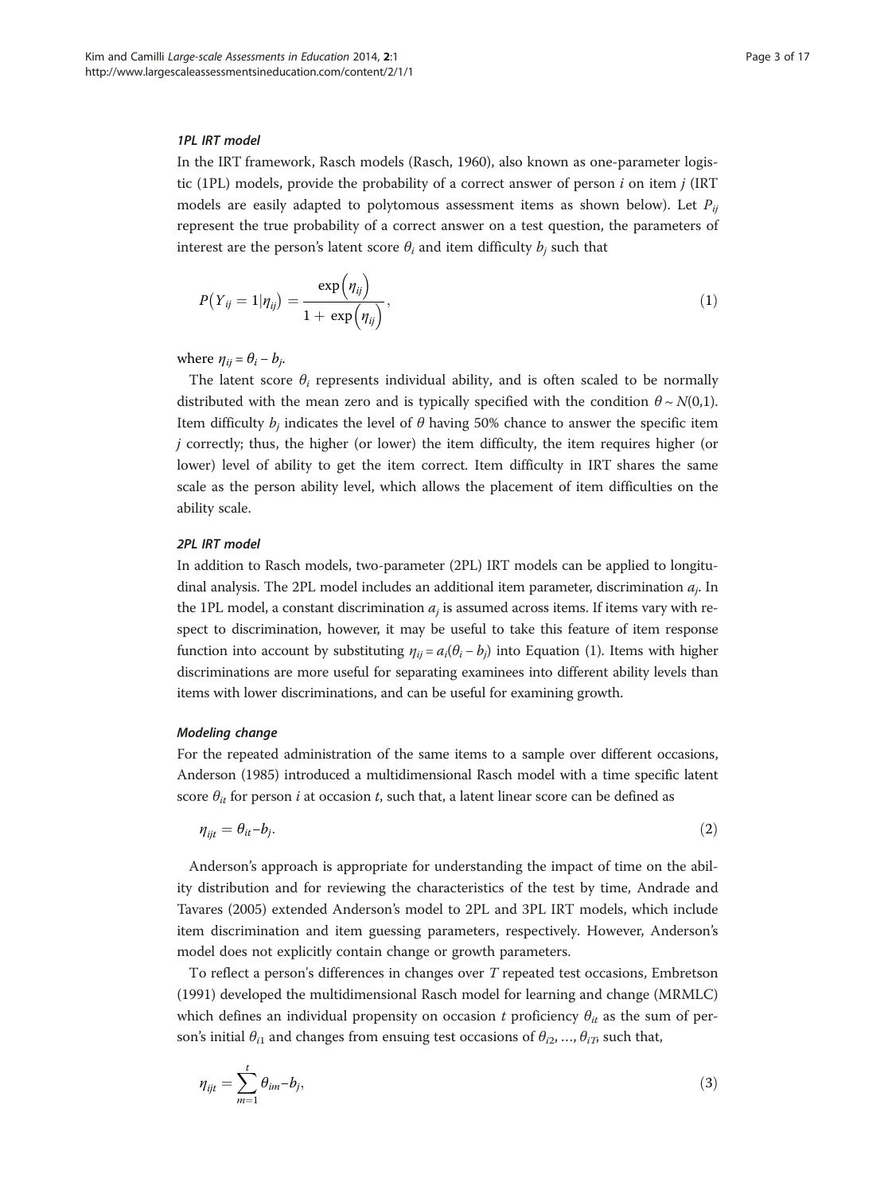#### *1PL IRT model*

In the IRT framework, Rasch models (Rasch, 1960), also known as one-parameter logistic (1PL) models, provide the probability of a correct answer of person $i$ on item $j$ (IRT models are easily adapted to polytomous assessment items as shown below). Let $P_{ij}$ represent the true probability of a correct answer on a test question, the parameters of interest are the person's latent score $\theta_i$ and item difficulty $b_j$ such that

$$P(Y_{ij} = 1|\eta_{ij}) = \frac{\exp(\eta_{ij})}{1 + \exp(\eta_{ij})}, \tag{1}$$

where $\eta_{ij} = \theta_i - b_j$.

The latent score $\theta_i$ represents individual ability, and is often scaled to be normally distributed with the mean zero and is typically specified with the condition $\theta \sim N(0,1)$. Item difficulty $b_j$ indicates the level of $\theta$ having 50% chance to answer the specific item $j$ correctly; thus, the higher (or lower) the item difficulty, the item requires higher (or lower) level of ability to get the item correct. Item difficulty in IRT shares the same scale as the person ability level, which allows the placement of item difficulties on the ability scale.

#### *2PL IRT model*

In addition to Rasch models, two-parameter (2PL) IRT models can be applied to longitudinal analysis. The 2PL model includes an additional item parameter, discrimination $a_j$. In the 1PL model, a constant discrimination $a_j$ is assumed across items. If items vary with respect to discrimination, however, it may be useful to take this feature of item response function into account by substituting $\eta_{ij} = a_i(\theta_i - b_j)$ into Equation (1). Items with higher discriminations are more useful for separating examinees into different ability levels than items with lower discriminations, and can be useful for examining growth.

#### *Modeling change*

For the repeated administration of the same items to a sample over different occasions, Anderson (1985) introduced a multidimensional Rasch model with a time specific latent score $\theta_{it}$ for person $i$ at occasion $t$, such that, a latent linear score can be defined as

$$\eta_{ijt} = \theta_{it} - b_j. \tag{2}$$

Anderson's approach is appropriate for understanding the impact of time on the ability distribution and for reviewing the characteristics of the test by time, Andrade and Tavares (2005) extended Anderson's model to 2PL and 3PL IRT models, which include item discrimination and item guessing parameters, respectively. However, Anderson's model does not explicitly contain change or growth parameters.

To reflect a person's differences in changes over $T$ repeated test occasions, Embretson (1991) developed the multidimensional Rasch model for learning and change (MRMLC) which defines an individual propensity on occasion $t$ proficiency $\theta_{it}$ as the sum of person's initial $\theta_{i1}$ and changes from ensuing test occasions of $\theta_{i2}, \ldots, \theta_{iT}$, such that,

$$\eta_{ijt} = \sum_{m=1}^{t} \theta_{im} - b_j, \tag{3}$$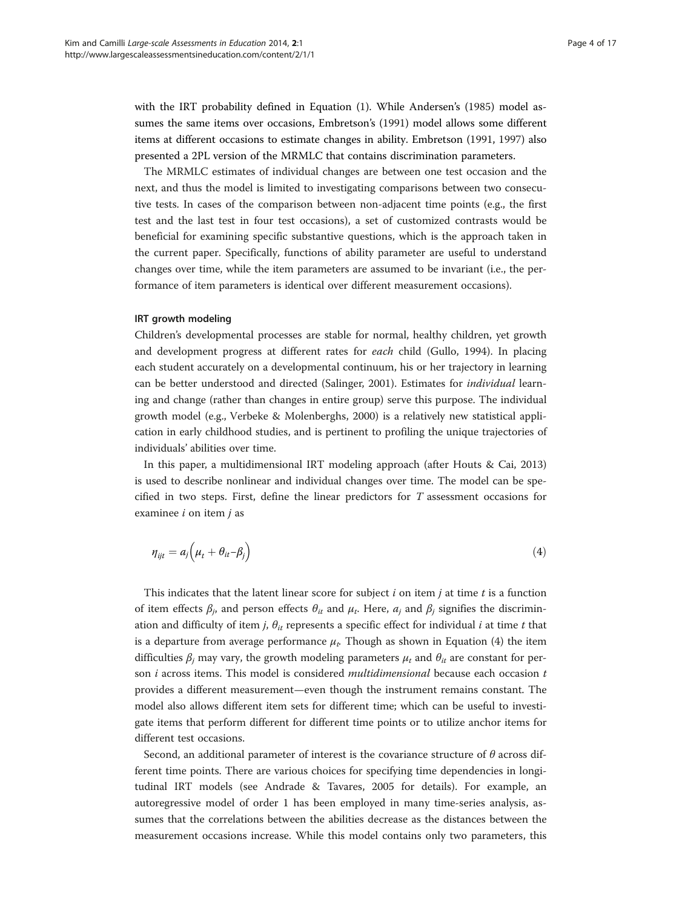with the IRT probability defined in Equation (1). While Andersen's (1985) model assumes the same items over occasions, Embretson's (1991) model allows some different items at different occasions to estimate changes in ability. Embretson (1991, 1997) also presented a 2PL version of the MRMLC that contains discrimination parameters.

The MRMLC estimates of individual changes are between one test occasion and the next, and thus the model is limited to investigating comparisons between two consecutive tests. In cases of the comparison between non-adjacent time points (e.g., the first test and the last test in four test occasions), a set of customized contrasts would be beneficial for examining specific substantive questions, which is the approach taken in the current paper. Specifically, functions of ability parameter are useful to understand changes over time, while the item parameters are assumed to be invariant (i.e., the performance of item parameters is identical over different measurement occasions).

### IRT growth modeling

Children's developmental processes are stable for normal, healthy children, yet growth and development progress at different rates for *each* child (Gullo, 1994). In placing each student accurately on a developmental continuum, his or her trajectory in learning can be better understood and directed (Salinger, 2001). Estimates for *individual* learning and change (rather than changes in entire group) serve this purpose. The individual growth model (e.g., Verbeke & Molenberghs, 2000) is a relatively new statistical application in early childhood studies, and is pertinent to profiling the unique trajectories of individuals' abilities over time.

In this paper, a multidimensional IRT modeling approach (after Houts & Cai, 2013) is used to describe nonlinear and individual changes over time. The model can be specified in two steps. First, define the linear predictors for $T$ assessment occasions for examinee $i$ on item $j$ as

$$\eta_{ijt} = a_j\left(\mu_t + \theta_{it} - \beta_j\right) \tag{4}$$

This indicates that the latent linear score for subject $i$ on item $j$ at time $t$ is a function of item effects $\beta_j$, and person effects $\theta_{it}$ and $\mu_t$. Here, $a_j$ and $\beta_j$ signifies the discrimination and difficulty of item $j$, $\theta_{it}$ represents a specific effect for individual $i$ at time $t$ that is a departure from average performance $\mu_t$. Though as shown in Equation (4) the item difficulties $\beta_j$ may vary, the growth modeling parameters $\mu_t$ and $\theta_{it}$ are constant for person $i$ across items. This model is considered *multidimensional* because each occasion $t$ provides a different measurement—even though the instrument remains constant. The model also allows different item sets for different time; which can be useful to investigate items that perform different for different time points or to utilize anchor items for different test occasions.

Second, an additional parameter of interest is the covariance structure of $\theta$ across different time points. There are various choices for specifying time dependencies in longitudinal IRT models (see Andrade & Tavares, 2005 for details). For example, an autoregressive model of order 1 has been employed in many time-series analysis, assumes that the correlations between the abilities decrease as the distances between the measurement occasions increase. While this model contains only two parameters, this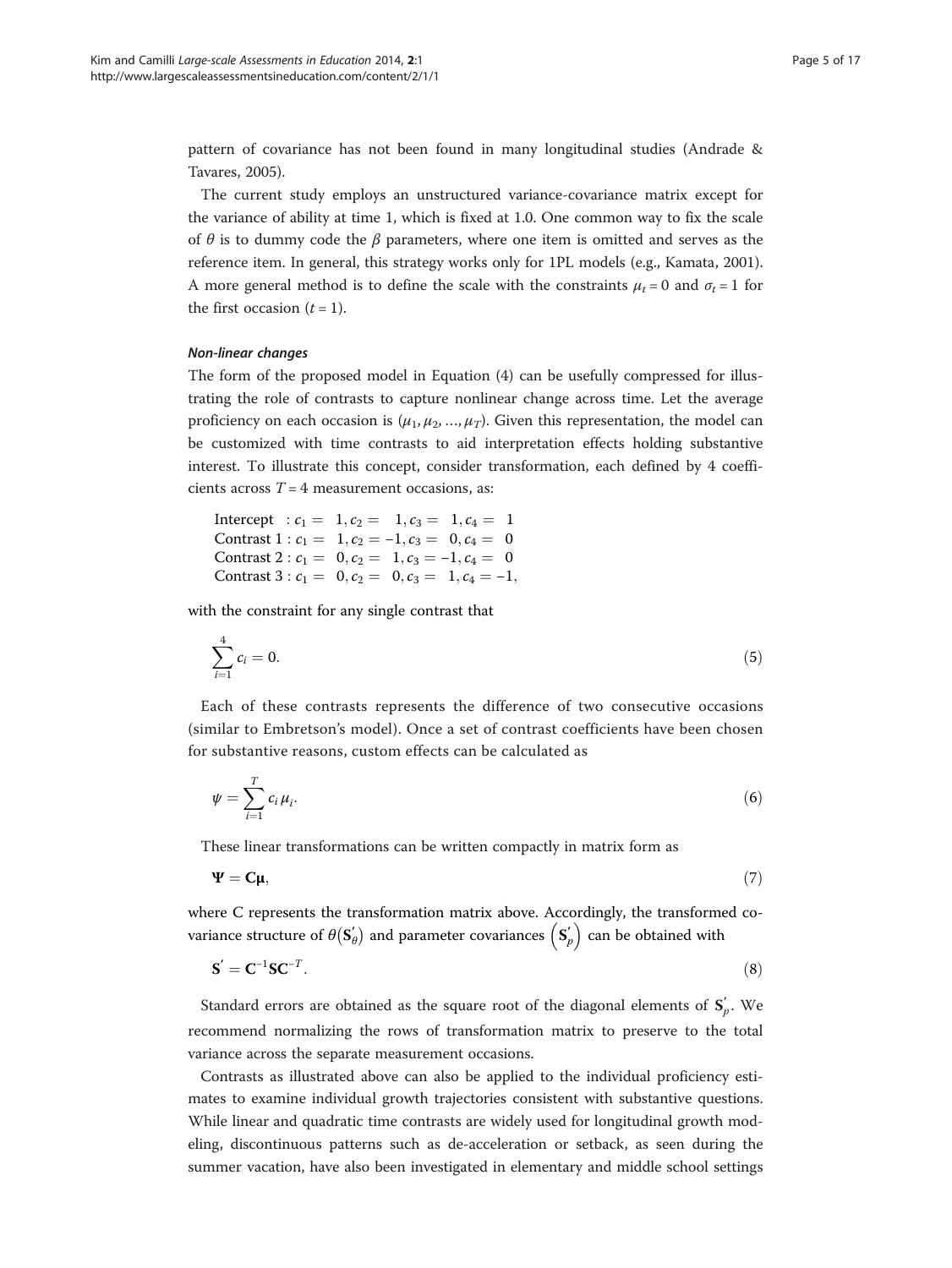pattern of covariance has not been found in many longitudinal studies (Andrade & Tavares, 2005).

The current study employs an unstructured variance-covariance matrix except for the variance of ability at time 1, which is fixed at 1.0. One common way to fix the scale of $\theta$ is to dummy code the $\beta$ parameters, where one item is omitted and serves as the reference item. In general, this strategy works only for 1PL models (e.g., Kamata, 2001). A more general method is to define the scale with the constraints $\mu_t = 0$ and $\sigma_t = 1$ for the first occasion ($t = 1$).

#### *Non-linear changes*

The form of the proposed model in Equation (4) can be usefully compressed for illustrating the role of contrasts to capture nonlinear change across time. Let the average proficiency on each occasion is $(\mu_1, \mu_2, \ldots, \mu_T)$. Given this representation, the model can be customized with time contrasts to aid interpretation effects holding substantive interest. To illustrate this concept, consider transformation, each defined by 4 coefficients across $T = 4$ measurement occasions, as:

$$
\begin{aligned}
&\text{Intercept} \quad : c_1 = \ \ 1, c_2 = \ \ 1, c_3 = \ \ 1, c_4 = \ \ 1 \\
&\text{Contrast 1} : c_1 = \ \ 1, c_2 = -1, c_3 = \ \ 0, c_4 = \ \ 0 \\
&\text{Contrast 2} : c_1 = \ \ 0, c_2 = \ \ 1, c_3 = -1, c_4 = \ \ 0 \\
&\text{Contrast 3} : c_1 = \ \ 0, c_2 = \ \ 0, c_3 = \ \ 1, c_4 = -1,
\end{aligned}
$$

with the constraint for any single contrast that

$$\sum_{i=1}^{4} c_i = 0. \tag{5}$$

Each of these contrasts represents the difference of two consecutive occasions (similar to Embretson's model). Once a set of contrast coefficients have been chosen for substantive reasons, custom effects can be calculated as

$$\psi = \sum_{i=1}^{T} c_i \mu_i. \tag{6}$$

These linear transformations can be written compactly in matrix form as

$$\mathbf{\Psi} = \mathbf{C}\boldsymbol{\mu}, \tag{7}$$

where C represents the transformation matrix above. Accordingly, the transformed covariance structure of $\theta(\mathbf{S}'_\theta)$ and parameter covariances $\left(\mathbf{S}'_p\right)$ can be obtained with

$$\mathbf{S}' = \mathbf{C}^{-1}\mathbf{S}\mathbf{C}^{-T}. \tag{8}$$

Standard errors are obtained as the square root of the diagonal elements of $\mathbf{S}'_p$. We recommend normalizing the rows of transformation matrix to preserve to the total variance across the separate measurement occasions.

Contrasts as illustrated above can also be applied to the individual proficiency estimates to examine individual growth trajectories consistent with substantive questions. While linear and quadratic time contrasts are widely used for longitudinal growth modeling, discontinuous patterns such as de-acceleration or setback, as seen during the summer vacation, have also been investigated in elementary and middle school settings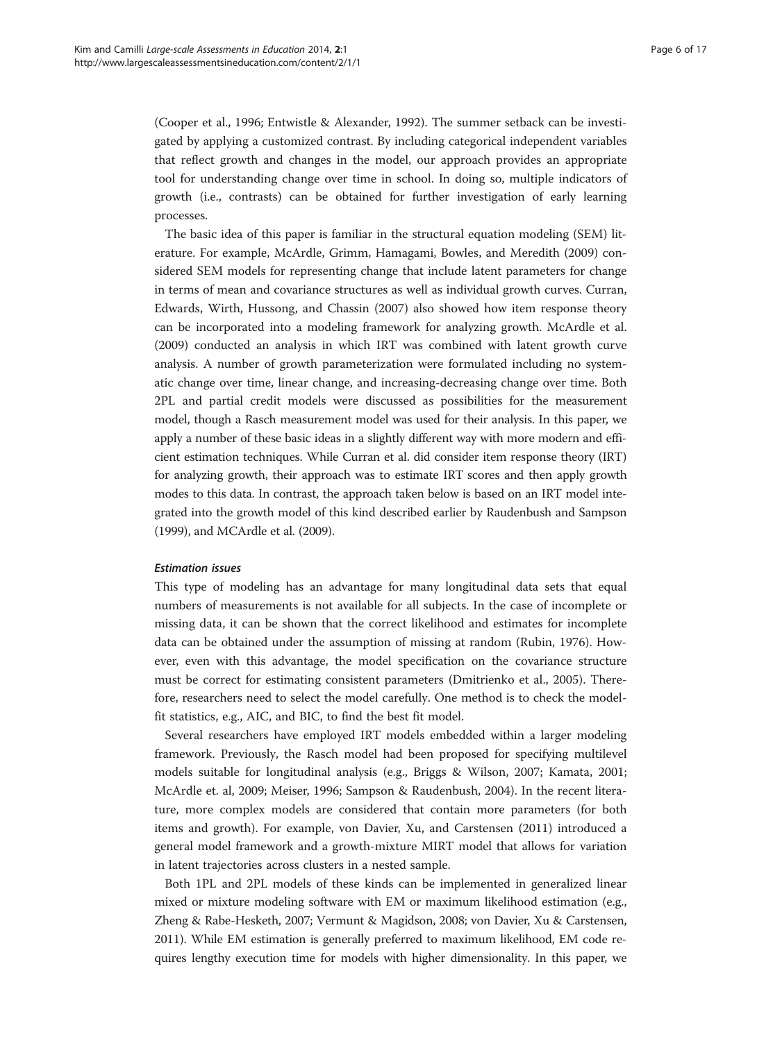(Cooper et al., 1996; Entwistle & Alexander, 1992). The summer setback can be investigated by applying a customized contrast. By including categorical independent variables that reflect growth and changes in the model, our approach provides an appropriate tool for understanding change over time in school. In doing so, multiple indicators of growth (i.e., contrasts) can be obtained for further investigation of early learning processes.

The basic idea of this paper is familiar in the structural equation modeling (SEM) literature. For example, McArdle, Grimm, Hamagami, Bowles, and Meredith (2009) considered SEM models for representing change that include latent parameters for change in terms of mean and covariance structures as well as individual growth curves. Curran, Edwards, Wirth, Hussong, and Chassin (2007) also showed how item response theory can be incorporated into a modeling framework for analyzing growth. McArdle et al. (2009) conducted an analysis in which IRT was combined with latent growth curve analysis. A number of growth parameterization were formulated including no systematic change over time, linear change, and increasing-decreasing change over time. Both 2PL and partial credit models were discussed as possibilities for the measurement model, though a Rasch measurement model was used for their analysis. In this paper, we apply a number of these basic ideas in a slightly different way with more modern and efficient estimation techniques. While Curran et al. did consider item response theory (IRT) for analyzing growth, their approach was to estimate IRT scores and then apply growth modes to this data. In contrast, the approach taken below is based on an IRT model integrated into the growth model of this kind described earlier by Raudenbush and Sampson (1999), and MCArdle et al. (2009).

#### *Estimation issues*

This type of modeling has an advantage for many longitudinal data sets that equal numbers of measurements is not available for all subjects. In the case of incomplete or missing data, it can be shown that the correct likelihood and estimates for incomplete data can be obtained under the assumption of missing at random (Rubin, 1976). However, even with this advantage, the model specification on the covariance structure must be correct for estimating consistent parameters (Dmitrienko et al., 2005). Therefore, researchers need to select the model carefully. One method is to check the model-fit statistics, e.g., AIC, and BIC, to find the best fit model.

Several researchers have employed IRT models embedded within a larger modeling framework. Previously, the Rasch model had been proposed for specifying multilevel models suitable for longitudinal analysis (e.g., Briggs & Wilson, 2007; Kamata, 2001; McArdle et. al, 2009; Meiser, 1996; Sampson & Raudenbush, 2004). In the recent literature, more complex models are considered that contain more parameters (for both items and growth). For example, von Davier, Xu, and Carstensen (2011) introduced a general model framework and a growth-mixture MIRT model that allows for variation in latent trajectories across clusters in a nested sample.

Both 1PL and 2PL models of these kinds can be implemented in generalized linear mixed or mixture modeling software with EM or maximum likelihood estimation (e.g., Zheng & Rabe-Hesketh, 2007; Vermunt & Magidson, 2008; von Davier, Xu & Carstensen, 2011). While EM estimation is generally preferred to maximum likelihood, EM code requires lengthy execution time for models with higher dimensionality. In this paper, we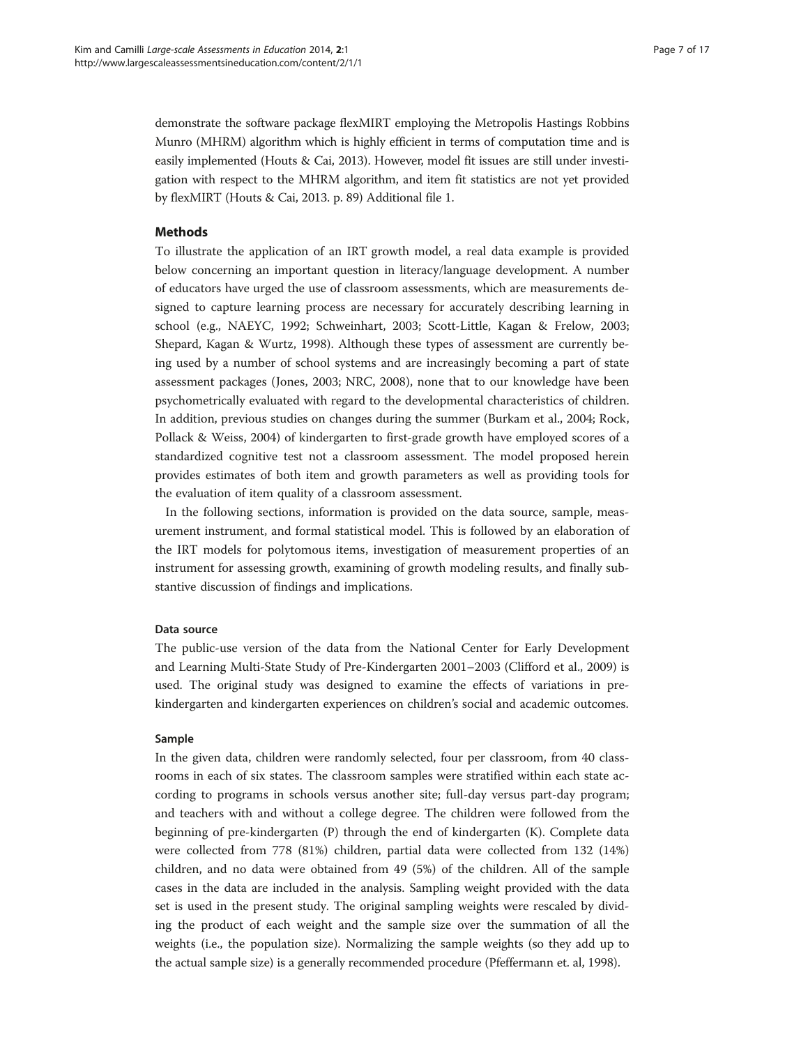demonstrate the software package flexMIRT employing the Metropolis Hastings Robbins Munro (MHRM) algorithm which is highly efficient in terms of computation time and is easily implemented (Houts & Cai, 2013). However, model fit issues are still under investigation with respect to the MHRM algorithm, and item fit statistics are not yet provided by flexMIRT (Houts & Cai, 2013. p. 89) Additional file 1.

## Methods

To illustrate the application of an IRT growth model, a real data example is provided below concerning an important question in literacy/language development. A number of educators have urged the use of classroom assessments, which are measurements designed to capture learning process are necessary for accurately describing learning in school (e.g., NAEYC, 1992; Schweinhart, 2003; Scott-Little, Kagan & Frelow, 2003; Shepard, Kagan & Wurtz, 1998). Although these types of assessment are currently being used by a number of school systems and are increasingly becoming a part of state assessment packages (Jones, 2003; NRC, 2008), none that to our knowledge have been psychometrically evaluated with regard to the developmental characteristics of children. In addition, previous studies on changes during the summer (Burkam et al., 2004; Rock, Pollack & Weiss, 2004) of kindergarten to first-grade growth have employed scores of a standardized cognitive test not a classroom assessment. The model proposed herein provides estimates of both item and growth parameters as well as providing tools for the evaluation of item quality of a classroom assessment.

In the following sections, information is provided on the data source, sample, measurement instrument, and formal statistical model. This is followed by an elaboration of the IRT models for polytomous items, investigation of measurement properties of an instrument for assessing growth, examining of growth modeling results, and finally substantive discussion of findings and implications.

### Data source

The public-use version of the data from the National Center for Early Development and Learning Multi-State Study of Pre-Kindergarten 2001–2003 (Clifford et al., 2009) is used. The original study was designed to examine the effects of variations in prekindergarten and kindergarten experiences on children's social and academic outcomes.

### Sample

In the given data, children were randomly selected, four per classroom, from 40 classrooms in each of six states. The classroom samples were stratified within each state according to programs in schools versus another site; full-day versus part-day program; and teachers with and without a college degree. The children were followed from the beginning of pre-kindergarten (P) through the end of kindergarten (K). Complete data were collected from 778 (81%) children, partial data were collected from 132 (14%) children, and no data were obtained from 49 (5%) of the children. All of the sample cases in the data are included in the analysis. Sampling weight provided with the data set is used in the present study. The original sampling weights were rescaled by dividing the product of each weight and the sample size over the summation of all the weights (i.e., the population size). Normalizing the sample weights (so they add up to the actual sample size) is a generally recommended procedure (Pfeffermann et. al, 1998).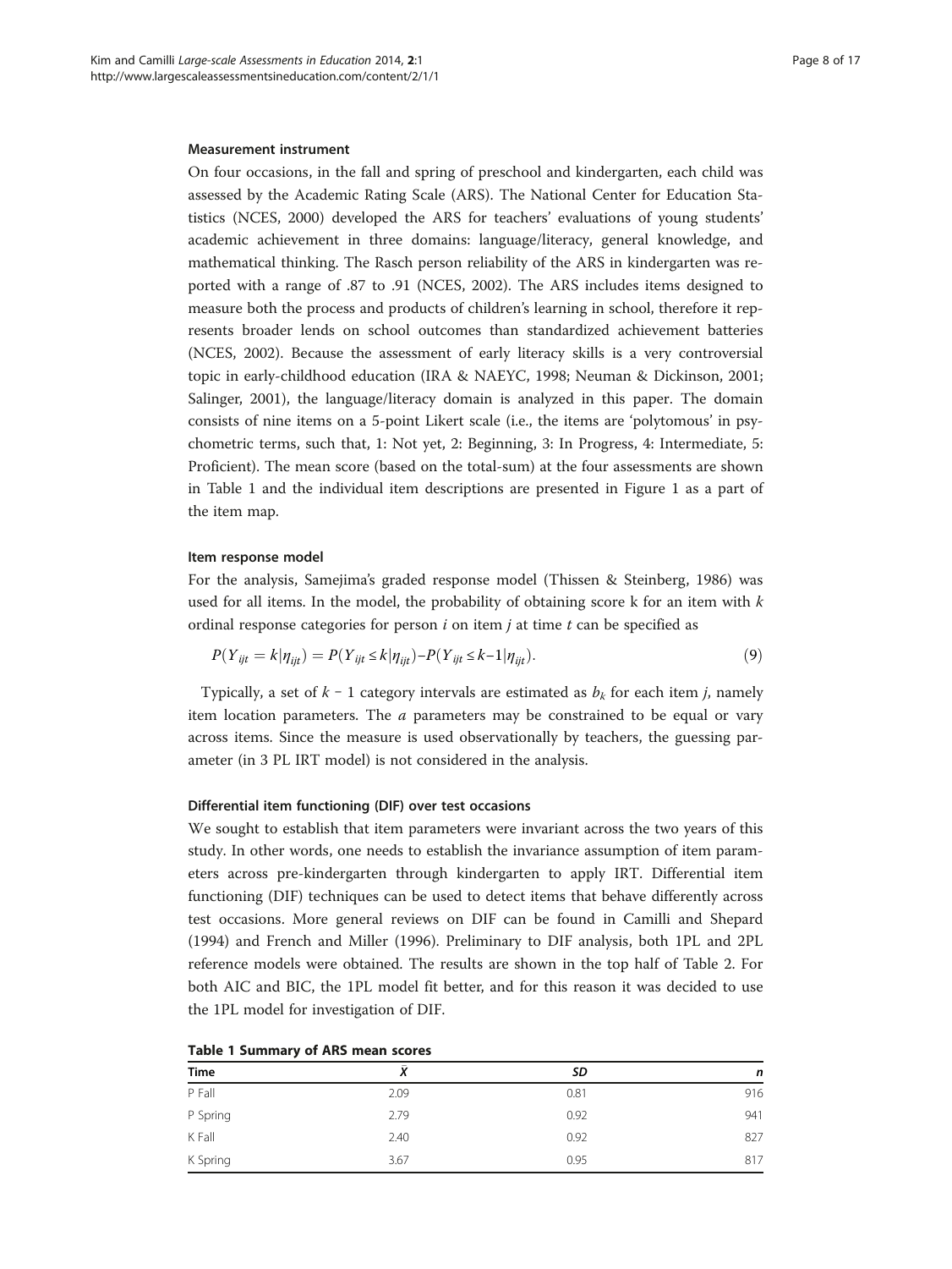### Measurement instrument

On four occasions, in the fall and spring of preschool and kindergarten, each child was assessed by the Academic Rating Scale (ARS). The National Center for Education Statistics (NCES, 2000) developed the ARS for teachers' evaluations of young students' academic achievement in three domains: language/literacy, general knowledge, and mathematical thinking. The Rasch person reliability of the ARS in kindergarten was reported with a range of .87 to .91 (NCES, 2002). The ARS includes items designed to measure both the process and products of children's learning in school, therefore it represents broader lends on school outcomes than standardized achievement batteries (NCES, 2002). Because the assessment of early literacy skills is a very controversial topic in early-childhood education (IRA & NAEYC, 1998; Neuman & Dickinson, 2001; Salinger, 2001), the language/literacy domain is analyzed in this paper. The domain consists of nine items on a 5-point Likert scale (i.e., the items are 'polytomous' in psychometric terms, such that, 1: Not yet, 2: Beginning, 3: In Progress, 4: Intermediate, 5: Proficient). The mean score (based on the total-sum) at the four assessments are shown in Table 1 and the individual item descriptions are presented in Figure 1 as a part of the item map.

### Item response model

For the analysis, Samejima's graded response model (Thissen & Steinberg, 1986) was used for all items. In the model, the probability of obtaining score k for an item with $k$ ordinal response categories for person $i$ on item $j$ at time $t$ can be specified as

$$P(Y_{ijt} = k|\eta_{ijt}) = P(Y_{ijt} \leq k|\eta_{ijt}) - P(Y_{ijt} \leq k-1|\eta_{ijt}). \tag{9}$$

Typically, a set of $k - 1$ category intervals are estimated as $b_k$ for each item $j$, namely item location parameters. The $a$ parameters may be constrained to be equal or vary across items. Since the measure is used observationally by teachers, the guessing parameter (in 3 PL IRT model) is not considered in the analysis.

### Differential item functioning (DIF) over test occasions

We sought to establish that item parameters were invariant across the two years of this study. In other words, one needs to establish the invariance assumption of item parameters across pre-kindergarten through kindergarten to apply IRT. Differential item functioning (DIF) techniques can be used to detect items that behave differently across test occasions. More general reviews on DIF can be found in Camilli and Shepard (1994) and French and Miller (1996). Preliminary to DIF analysis, both 1PL and 2PL reference models were obtained. The results are shown in the top half of Table 2. For both AIC and BIC, the 1PL model fit better, and for this reason it was decided to use the 1PL model for investigation of DIF.

**Table 1 Summary of ARS mean scores**

| Time | $\bar{X}$ | *SD* | *n* |
|---|---|---|---|
| P Fall | 2.09 | 0.81 | 916 |
| P Spring | 2.79 | 0.92 | 941 |
| K Fall | 2.40 | 0.92 | 827 |
| K Spring | 3.67 | 0.95 | 817 |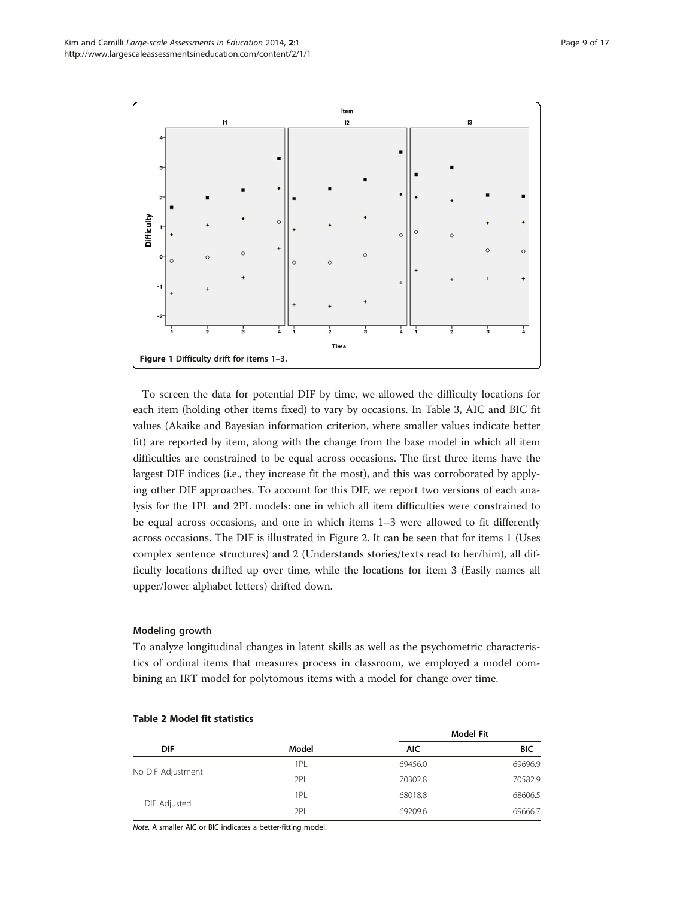Figure 1 Difficulty drift for items 1–3.

To screen the data for potential DIF by time, we allowed the difficulty locations for each item (holding other items fixed) to vary by occasions. In Table 3, AIC and BIC fit values (Akaike and Bayesian information criterion, where smaller values indicate better fit) are reported by item, along with the change from the base model in which all item difficulties are constrained to be equal across occasions. The first three items have the largest DIF indices (i.e., they increase fit the most), and this was corroborated by applying other DIF approaches. To account for this DIF, we report two versions of each analysis for the 1PL and 2PL models: one in which all item difficulties were constrained to be equal across occasions, and one in which items 1–3 were allowed to fit differently across occasions. The DIF is illustrated in Figure 2. It can be seen that for items 1 (Uses complex sentence structures) and 2 (Understands stories/texts read to her/him), all difficulty locations drifted up over time, while the locations for item 3 (Easily names all upper/lower alphabet letters) drifted down.

### Modeling growth

To analyze longitudinal changes in latent skills as well as the psychometric characteristics of ordinal items that measures process in classroom, we employed a model combining an IRT model for polytomous items with a model for change over time.

**Table 2 Model fit statistics**

| DIF | Model | Model Fit | |
|---|---|---|---|
| | | AIC | BIC |
| No DIF Adjustment | 1PL | 69456.0 | 69696.9 |
| | 2PL | 70302.8 | 70582.9 |
| DIF Adjusted | 1PL | 68018.8 | 68606.5 |
| | 2PL | 69209.6 | 69666.7 |

*Note.* A smaller AIC or BIC indicates a better-fitting model.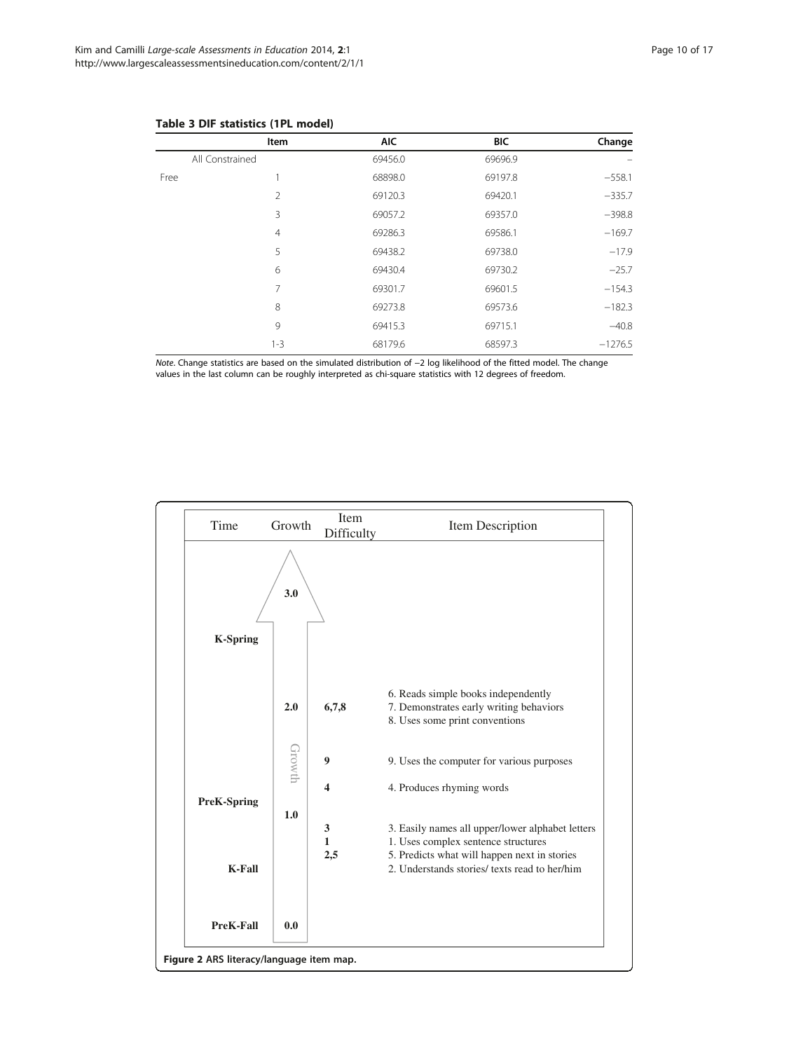**Table 3 DIF statistics (1PL model)**

| | Item | AIC | BIC | Change |
|---|---|---|---|---|
| All Constrained | | 69456.0 | 69696.9 | – |
| Free | 1 | 68898.0 | 69197.8 | −558.1 |
| | 2 | 69120.3 | 69420.1 | −335.7 |
| | 3 | 69057.2 | 69357.0 | −398.8 |
| | 4 | 69286.3 | 69586.1 | −169.7 |
| | 5 | 69438.2 | 69738.0 | −17.9 |
| | 6 | 69430.4 | 69730.2 | −25.7 |
| | 7 | 69301.7 | 69601.5 | −154.3 |
| | 8 | 69273.8 | 69573.6 | −182.3 |
| | 9 | 69415.3 | 69715.1 | −40.8 |
| | 1-3 | 68179.6 | 68597.3 | −1276.5 |

*Note*. Change statistics are based on the simulated distribution of −2 log likelihood of the fitted model. The change values in the last column can be roughly interpreted as chi-square statistics with 12 degrees of freedom.

| Time | Growth | Item Difficulty | Item Description |
|---|---|---|---|
| | 3.0 | | |
| K-Spring | | | |
| | 2.0 | 6,7,8 | 6. Reads simple books independently<br>7. Demonstrates early writing behaviors<br>8. Uses some print conventions |
| | Growth | 9 | 9. Uses the computer for various purposes |
| | | 4 | 4. Produces rhyming words |
| PreK-Spring | 1.0 | | |
| | | 3<br>1<br>2,5 | 3. Easily names all upper/lower alphabet letters<br>1. Uses complex sentence structures<br>5. Predicts what will happen next in stories<br>2. Understands stories/ texts read to her/him |
| K-Fall | | | |
| PreK-Fall | 0.0 | | |

**Figure 2** ARS literacy/language item map.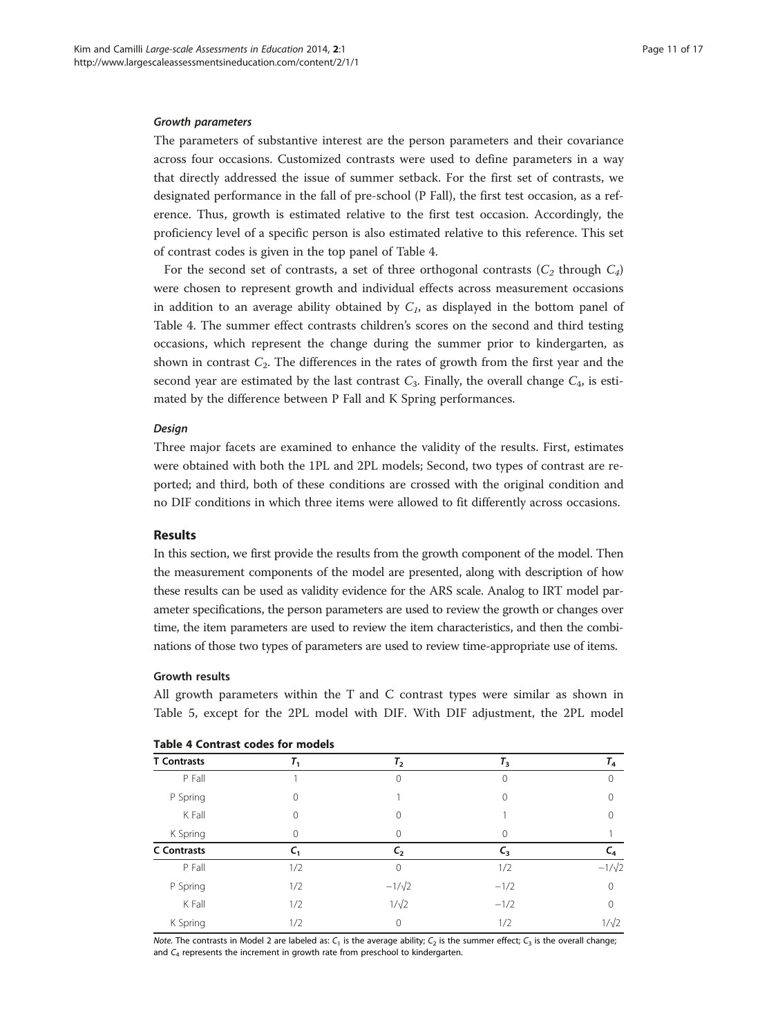#### *Growth parameters*

The parameters of substantive interest are the person parameters and their covariance across four occasions. Customized contrasts were used to define parameters in a way that directly addressed the issue of summer setback. For the first set of contrasts, we designated performance in the fall of pre-school (P Fall), the first test occasion, as a reference. Thus, growth is estimated relative to the first test occasion. Accordingly, the proficiency level of a specific person is also estimated relative to this reference. This set of contrast codes is given in the top panel of Table 4.

For the second set of contrasts, a set of three orthogonal contrasts ($C_2$ through $C_4$) were chosen to represent growth and individual effects across measurement occasions in addition to an average ability obtained by $C_1$, as displayed in the bottom panel of Table 4. The summer effect contrasts children's scores on the second and third testing occasions, which represent the change during the summer prior to kindergarten, as shown in contrast $C_2$. The differences in the rates of growth from the first year and the second year are estimated by the last contrast $C_3$. Finally, the overall change $C_4$, is estimated by the difference between P Fall and K Spring performances.

#### *Design*

Three major facets are examined to enhance the validity of the results. First, estimates were obtained with both the 1PL and 2PL models; Second, two types of contrast are reported; and third, both of these conditions are crossed with the original condition and no DIF conditions in which three items were allowed to fit differently across occasions.

## Results

In this section, we first provide the results from the growth component of the model. Then the measurement components of the model are presented, along with description of how these results can be used as validity evidence for the ARS scale. Analog to IRT model parameter specifications, the person parameters are used to review the growth or changes over time, the item parameters are used to review the item characteristics, and then the combinations of those two types of parameters are used to review time-appropriate use of items.

### Growth results

All growth parameters within the T and C contrast types were similar as shown in Table 5, except for the 2PL model with DIF. With DIF adjustment, the 2PL model

**Table 4 Contrast codes for models**

| **T Contrasts** | $T_1$ | $T_2$ | $T_3$ | $T_4$ |
|---|---|---|---|---|
| P Fall | 1 | 0 | 0 | 0 |
| P Spring | 0 | 1 | 0 | 0 |
| K Fall | 0 | 0 | 1 | 0 |
| K Spring | 0 | 0 | 0 | 1 |
| **C Contrasts** | $C_1$ | $C_2$ | $C_3$ | $C_4$ |
| P Fall | 1/2 | 0 | 1/2 | $-1/\sqrt{2}$ |
| P Spring | 1/2 | $-1/\sqrt{2}$ | $-1/2$ | 0 |
| K Fall | 1/2 | $1/\sqrt{2}$ | $-1/2$ | 0 |
| K Spring | 1/2 | 0 | 1/2 | $1/\sqrt{2}$ |

*Note*. The contrasts in Model 2 are labeled as: $C_1$ is the average ability; $C_2$ is the summer effect; $C_3$ is the overall change; and $C_4$ represents the increment in growth rate from preschool to kindergarten.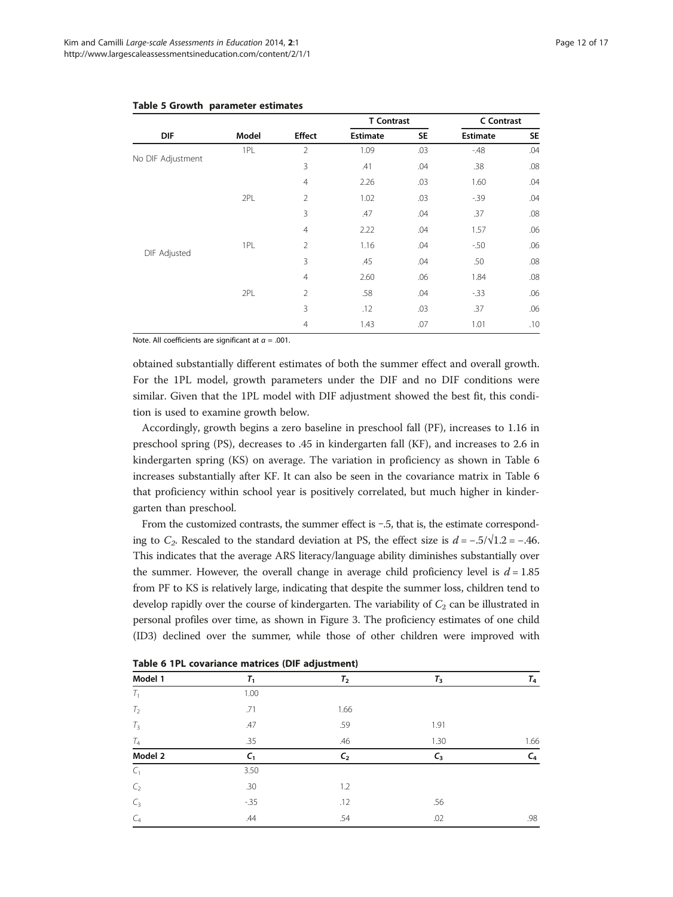**Table 5 Growth parameter estimates**

| DIF | Model | Effect | T Contrast | | C Contrast | |
|---|---|---|---|---|---|---|
| | | | Estimate | SE | Estimate | SE |
| No DIF Adjustment | 1PL | 2 | 1.09 | .03 | -.48 | .04 |
| | | 3 | .41 | .04 | .38 | .08 |
| | | 4 | 2.26 | .03 | 1.60 | .04 |
| | 2PL | 2 | 1.02 | .03 | -.39 | .04 |
| | | 3 | .47 | .04 | .37 | .08 |
| | | 4 | 2.22 | .04 | 1.57 | .06 |
| DIF Adjusted | 1PL | 2 | 1.16 | .04 | -.50 | .06 |
| | | 3 | .45 | .04 | .50 | .08 |
| | | 4 | 2.60 | .06 | 1.84 | .08 |
| | 2PL | 2 | .58 | .04 | -.33 | .06 |
| | | 3 | .12 | .03 | .37 | .06 |
| | | 4 | 1.43 | .07 | 1.01 | .10 |

Note. All coefficients are significant at $\alpha = .001$.

obtained substantially different estimates of both the summer effect and overall growth. For the 1PL model, growth parameters under the DIF and no DIF conditions were similar. Given that the 1PL model with DIF adjustment showed the best fit, this condition is used to examine growth below.

Accordingly, growth begins a zero baseline in preschool fall (PF), increases to 1.16 in preschool spring (PS), decreases to .45 in kindergarten fall (KF), and increases to 2.6 in kindergarten spring (KS) on average. The variation in proficiency as shown in Table 6 increases substantially after KF. It can also be seen in the covariance matrix in Table 6 that proficiency within school year is positively correlated, but much higher in kindergarten than preschool.

From the customized contrasts, the summer effect is −.5, that is, the estimate corresponding to $C_2$. Rescaled to the standard deviation at PS, the effect size is $d = -.5/\sqrt{1.2} = -.46$. This indicates that the average ARS literacy/language ability diminishes substantially over the summer. However, the overall change in average child proficiency level is $d = 1.85$ from PF to KS is relatively large, indicating that despite the summer loss, children tend to develop rapidly over the course of kindergarten. The variability of $C_2$ can be illustrated in personal profiles over time, as shown in Figure 3. The proficiency estimates of one child (ID3) declined over the summer, while those of other children were improved with

**Table 6 1PL covariance matrices (DIF adjustment)**

| Model 1 | $T_1$ | $T_2$ | $T_3$ | $T_4$ |
|---|---|---|---|---|
| $T_1$ | 1.00 | | | |
| $T_2$ | .71 | 1.66 | | |
| $T_3$ | .47 | .59 | 1.91 | |
| $T_4$ | .35 | .46 | 1.30 | 1.66 |
| **Model 2** | $C_1$ | $C_2$ | $C_3$ | $C_4$ |
| $C_1$ | 3.50 | | | |
| $C_2$ | .30 | 1.2 | | |
| $C_3$ | -.35 | .12 | .56 | |
| $C_4$ | .44 | .54 | .02 | .98 |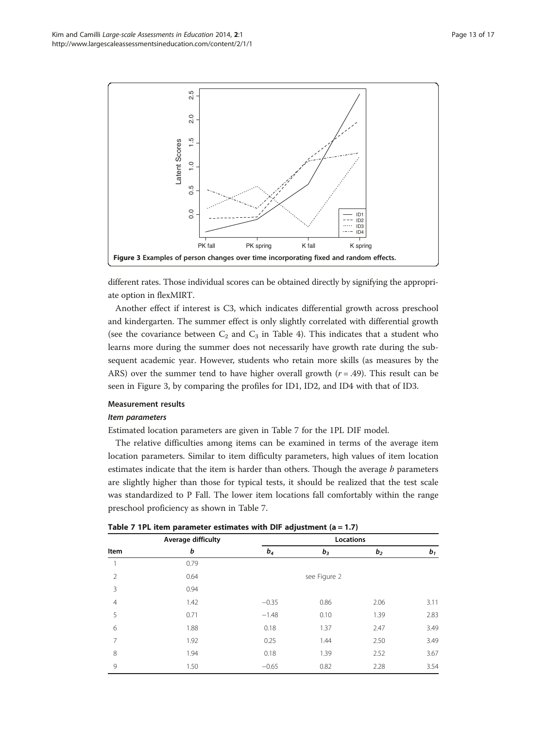Figure 3 Examples of person changes over time incorporating fixed and random effects.

different rates. Those individual scores can be obtained directly by signifying the appropriate option in flexMIRT.

Another effect if interest is C3, which indicates differential growth across preschool and kindergarten. The summer effect is only slightly correlated with differential growth (see the covariance between $C_2$ and $C_3$ in Table 4). This indicates that a student who learns more during the summer does not necessarily have growth rate during the subsequent academic year. However, students who retain more skills (as measures by the ARS) over the summer tend to have higher overall growth ($r = .49$). This result can be seen in Figure 3, by comparing the profiles for ID1, ID2, and ID4 with that of ID3.

### Measurement results

#### *Item parameters*

Estimated location parameters are given in Table 7 for the 1PL DIF model.

The relative difficulties among items can be examined in terms of the average item location parameters. Similar to item difficulty parameters, high values of item location estimates indicate that the item is harder than others. Though the average *b* parameters are slightly higher than those for typical tests, it should be realized that the test scale was standardized to P Fall. The lower item locations fall comfortably within the range preschool proficiency as shown in Table 7.

**Table 7 1PL item parameter estimates with DIF adjustment (a = 1.7)**

| | Average difficulty | Locations | | | |
|---|---|---|---|---|---|
| Item | $b$ | $b_4$ | $b_3$ | $b_2$ | $b_1$ |
| 1 | 0.79 | | | | |
| 2 | 0.64 | | see Figure 2 | | |
| 3 | 0.94 | | | | |
| 4 | 1.42 | −0.35 | 0.86 | 2.06 | 3.11 |
| 5 | 0.71 | −1.48 | 0.10 | 1.39 | 2.83 |
| 6 | 1.88 | 0.18 | 1.37 | 2.47 | 3.49 |
| 7 | 1.92 | 0.25 | 1.44 | 2.50 | 3.49 |
| 8 | 1.94 | 0.18 | 1.39 | 2.52 | 3.67 |
| 9 | 1.50 | −0.65 | 0.82 | 2.28 | 3.54 |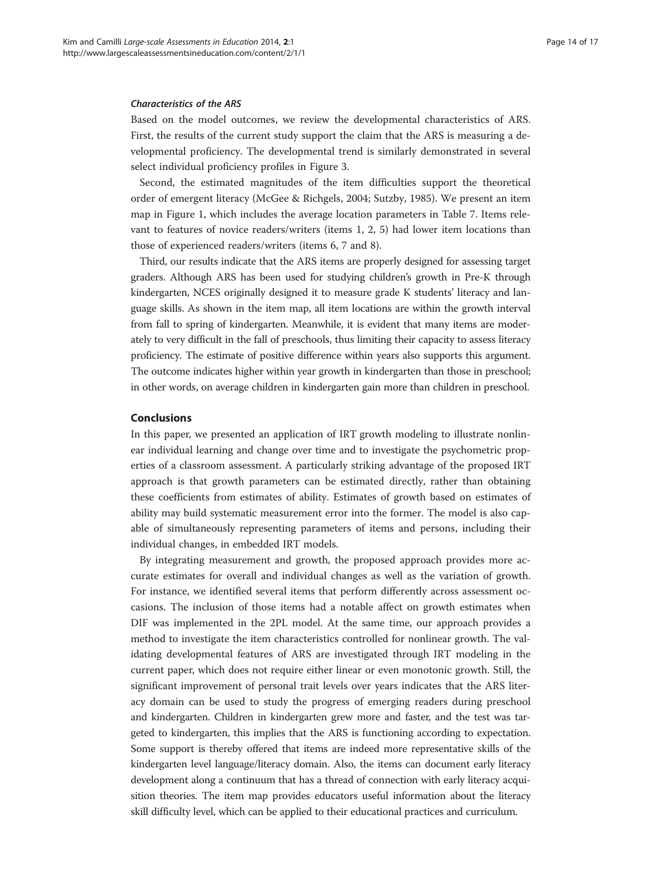*Characteristics of the ARS*

Based on the model outcomes, we review the developmental characteristics of ARS. First, the results of the current study support the claim that the ARS is measuring a developmental proficiency. The developmental trend is similarly demonstrated in several select individual proficiency profiles in Figure 3.

Second, the estimated magnitudes of the item difficulties support the theoretical order of emergent literacy (McGee & Richgels, 2004; Sutzby, 1985). We present an item map in Figure 1, which includes the average location parameters in Table 7. Items relevant to features of novice readers/writers (items 1, 2, 5) had lower item locations than those of experienced readers/writers (items 6, 7 and 8).

Third, our results indicate that the ARS items are properly designed for assessing target graders. Although ARS has been used for studying children's growth in Pre-K through kindergarten, NCES originally designed it to measure grade K students' literacy and language skills. As shown in the item map, all item locations are within the growth interval from fall to spring of kindergarten. Meanwhile, it is evident that many items are moderately to very difficult in the fall of preschools, thus limiting their capacity to assess literacy proficiency. The estimate of positive difference within years also supports this argument. The outcome indicates higher within year growth in kindergarten than those in preschool; in other words, on average children in kindergarten gain more than children in preschool.

## Conclusions

In this paper, we presented an application of IRT growth modeling to illustrate nonlinear individual learning and change over time and to investigate the psychometric properties of a classroom assessment. A particularly striking advantage of the proposed IRT approach is that growth parameters can be estimated directly, rather than obtaining these coefficients from estimates of ability. Estimates of growth based on estimates of ability may build systematic measurement error into the former. The model is also capable of simultaneously representing parameters of items and persons, including their individual changes, in embedded IRT models.

By integrating measurement and growth, the proposed approach provides more accurate estimates for overall and individual changes as well as the variation of growth. For instance, we identified several items that perform differently across assessment occasions. The inclusion of those items had a notable affect on growth estimates when DIF was implemented in the 2PL model. At the same time, our approach provides a method to investigate the item characteristics controlled for nonlinear growth. The validating developmental features of ARS are investigated through IRT modeling in the current paper, which does not require either linear or even monotonic growth. Still, the significant improvement of personal trait levels over years indicates that the ARS literacy domain can be used to study the progress of emerging readers during preschool and kindergarten. Children in kindergarten grew more and faster, and the test was targeted to kindergarten, this implies that the ARS is functioning according to expectation. Some support is thereby offered that items are indeed more representative skills of the kindergarten level language/literacy domain. Also, the items can document early literacy development along a continuum that has a thread of connection with early literacy acquisition theories. The item map provides educators useful information about the literacy skill difficulty level, which can be applied to their educational practices and curriculum.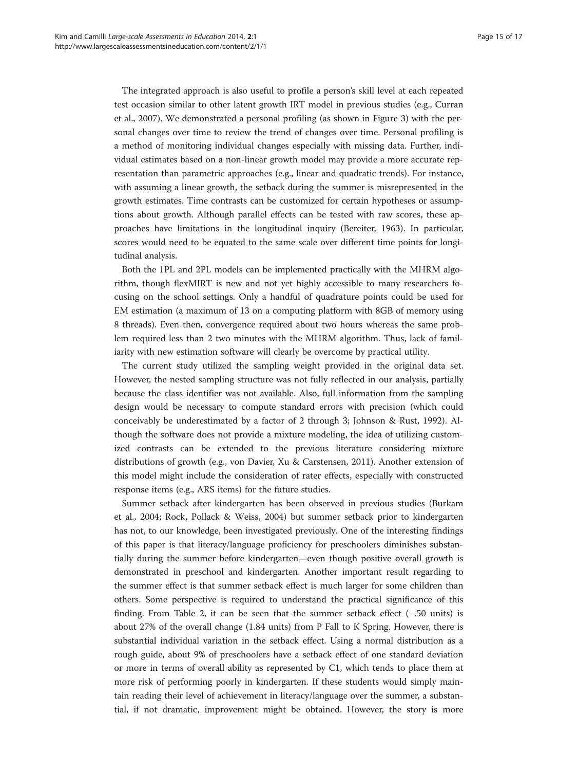The integrated approach is also useful to profile a person's skill level at each repeated test occasion similar to other latent growth IRT model in previous studies (e.g., Curran et al., 2007). We demonstrated a personal profiling (as shown in Figure 3) with the personal changes over time to review the trend of changes over time. Personal profiling is a method of monitoring individual changes especially with missing data. Further, individual estimates based on a non-linear growth model may provide a more accurate representation than parametric approaches (e.g., linear and quadratic trends). For instance, with assuming a linear growth, the setback during the summer is misrepresented in the growth estimates. Time contrasts can be customized for certain hypotheses or assumptions about growth. Although parallel effects can be tested with raw scores, these approaches have limitations in the longitudinal inquiry (Bereiter, 1963). In particular, scores would need to be equated to the same scale over different time points for longitudinal analysis.

Both the 1PL and 2PL models can be implemented practically with the MHRM algorithm, though flexMIRT is new and not yet highly accessible to many researchers focusing on the school settings. Only a handful of quadrature points could be used for EM estimation (a maximum of 13 on a computing platform with 8GB of memory using 8 threads). Even then, convergence required about two hours whereas the same problem required less than 2 two minutes with the MHRM algorithm. Thus, lack of familiarity with new estimation software will clearly be overcome by practical utility.

The current study utilized the sampling weight provided in the original data set. However, the nested sampling structure was not fully reflected in our analysis, partially because the class identifier was not available. Also, full information from the sampling design would be necessary to compute standard errors with precision (which could conceivably be underestimated by a factor of 2 through 3; Johnson & Rust, 1992). Although the software does not provide a mixture modeling, the idea of utilizing customized contrasts can be extended to the previous literature considering mixture distributions of growth (e.g., von Davier, Xu & Carstensen, 2011). Another extension of this model might include the consideration of rater effects, especially with constructed response items (e.g., ARS items) for the future studies.

Summer setback after kindergarten has been observed in previous studies (Burkam et al., 2004; Rock, Pollack & Weiss, 2004) but summer setback prior to kindergarten has not, to our knowledge, been investigated previously. One of the interesting findings of this paper is that literacy/language proficiency for preschoolers diminishes substantially during the summer before kindergarten—even though positive overall growth is demonstrated in preschool and kindergarten. Another important result regarding to the summer effect is that summer setback effect is much larger for some children than others. Some perspective is required to understand the practical significance of this finding. From Table 2, it can be seen that the summer setback effect (−.50 units) is about 27% of the overall change (1.84 units) from P Fall to K Spring. However, there is substantial individual variation in the setback effect. Using a normal distribution as a rough guide, about 9% of preschoolers have a setback effect of one standard deviation or more in terms of overall ability as represented by C1, which tends to place them at more risk of performing poorly in kindergarten. If these students would simply maintain reading their level of achievement in literacy/language over the summer, a substantial, if not dramatic, improvement might be obtained. However, the story is more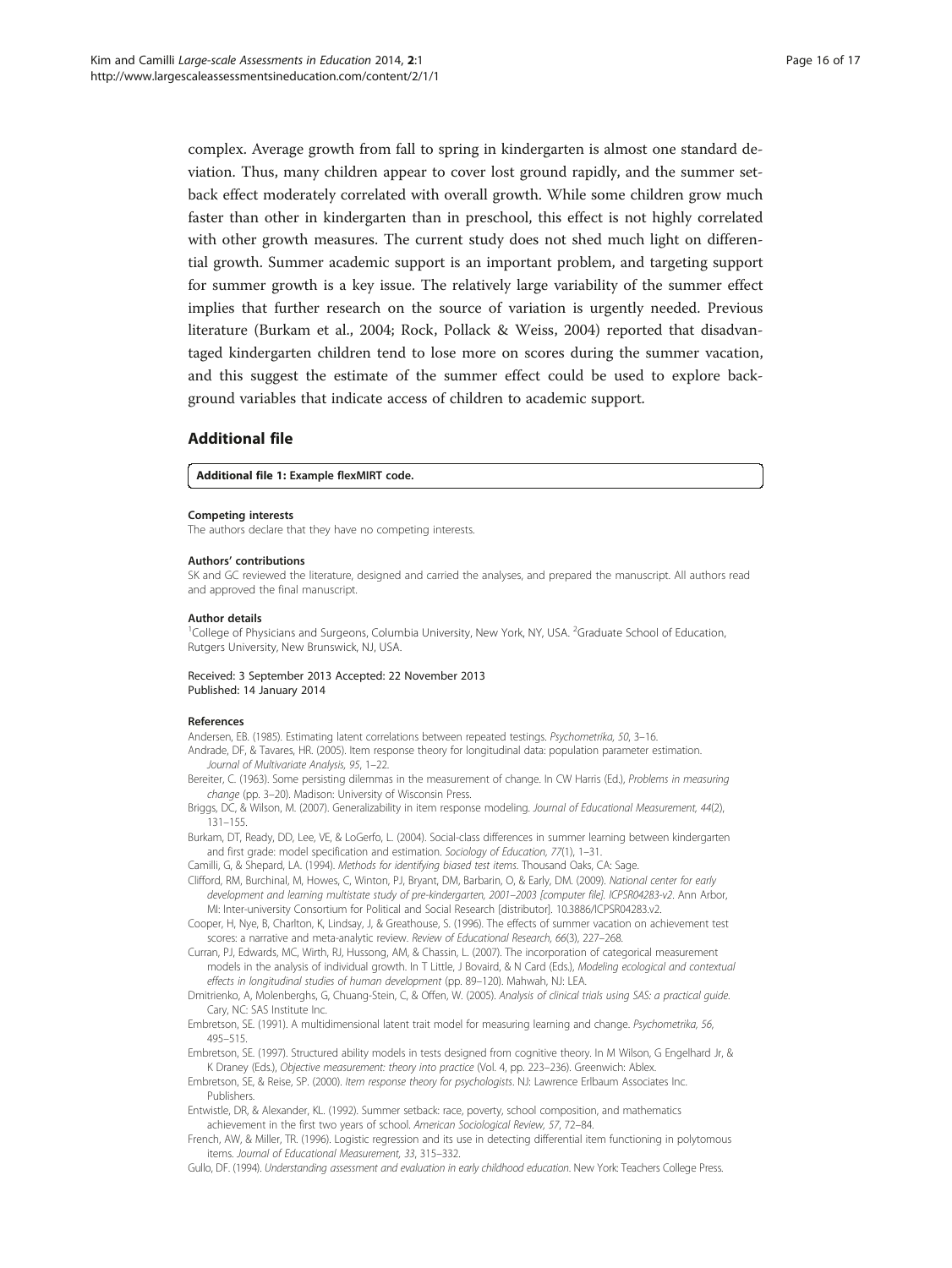complex. Average growth from fall to spring in kindergarten is almost one standard deviation. Thus, many children appear to cover lost ground rapidly, and the summer setback effect moderately correlated with overall growth. While some children grow much faster than other in kindergarten than in preschool, this effect is not highly correlated with other growth measures. The current study does not shed much light on differential growth. Summer academic support is an important problem, and targeting support for summer growth is a key issue. The relatively large variability of the summer effect implies that further research on the source of variation is urgently needed. Previous literature (Burkam et al., 2004; Rock, Pollack & Weiss, 2004) reported that disadvantaged kindergarten children tend to lose more on scores during the summer vacation, and this suggest the estimate of the summer effect could be used to explore background variables that indicate access of children to academic support.

## Additional file

**Additional file 1: Example flexMIRT code.**

#### Competing interests

The authors declare that they have no competing interests.

#### Authors' contributions

SK and GC reviewed the literature, designed and carried the analyses, and prepared the manuscript. All authors read and approved the final manuscript.

#### Author details

[1]College of Physicians and Surgeons, Columbia University, New York, NY, USA. [2]Graduate School of Education, Rutgers University, New Brunswick, NJ, USA.

Received: 3 September 2013 Accepted: 22 November 2013
Published: 14 January 2014

#### References

Andersen, EB. (1985). Estimating latent correlations between repeated testings. *Psychometrika, 50*, 3–16.

Andrade, DF, & Tavares, HR. (2005). Item response theory for longitudinal data: population parameter estimation. *Journal of Multivariate Analysis, 95*, 1–22.

Bereiter, C. (1963). Some persisting dilemmas in the measurement of change. In CW Harris (Ed.), *Problems in measuring change* (pp. 3–20). Madison: University of Wisconsin Press.

Briggs, DC, & Wilson, M. (2007). Generalizability in item response modeling. *Journal of Educational Measurement, 44*(2), 131–155.

Burkam, DT, Ready, DD, Lee, VE, & LoGerfo, L. (2004). Social-class differences in summer learning between kindergarten and first grade: model specification and estimation. *Sociology of Education, 77*(1), 1–31.

Camilli, G, & Shepard, LA. (1994). *Methods for identifying biased test items*. Thousand Oaks, CA: Sage.

Clifford, RM, Burchinal, M, Howes, C, Winton, PJ, Bryant, DM, Barbarin, O, & Early, DM. (2009). *National center for early development and learning multistate study of pre-kindergarten, 2001–2003 [computer file]. ICPSR04283-v2*. Ann Arbor, MI: Inter-university Consortium for Political and Social Research [distributor]. 10.3886/ICPSR04283.v2.

Cooper, H, Nye, B, Charlton, K, Lindsay, J, & Greathouse, S. (1996). The effects of summer vacation on achievement test scores: a narrative and meta-analytic review. *Review of Educational Research, 66*(3), 227–268.

Curran, PJ, Edwards, MC, Wirth, RJ, Hussong, AM, & Chassin, L. (2007). The incorporation of categorical measurement models in the analysis of individual growth. In T Little, J Bovaird, & N Card (Eds.), *Modeling ecological and contextual effects in longitudinal studies of human development* (pp. 89–120). Mahwah, NJ: LEA.

Dmitrienko, A, Molenberghs, G, Chuang-Stein, C, & Offen, W. (2005). *Analysis of clinical trials using SAS: a practical guide*. Cary, NC: SAS Institute Inc.

Embretson, SE. (1991). A multidimensional latent trait model for measuring learning and change. *Psychometrika, 56*, 495–515.

Embretson, SE. (1997). Structured ability models in tests designed from cognitive theory. In M Wilson, G Engelhard Jr, & K Draney (Eds.), *Objective measurement: theory into practice* (Vol. 4, pp. 223–236). Greenwich: Ablex.

Embretson, SE, & Reise, SP. (2000). *Item response theory for psychologists*. NJ: Lawrence Erlbaum Associates Inc. Publishers.

Entwistle, DR, & Alexander, KL. (1992). Summer setback: race, poverty, school composition, and mathematics achievement in the first two years of school. *American Sociological Review, 57*, 72–84.

French, AW, & Miller, TR. (1996). Logistic regression and its use in detecting differential item functioning in polytomous items. *Journal of Educational Measurement, 33*, 315–332.

Gullo, DF. (1994). *Understanding assessment and evaluation in early childhood education*. New York: Teachers College Press.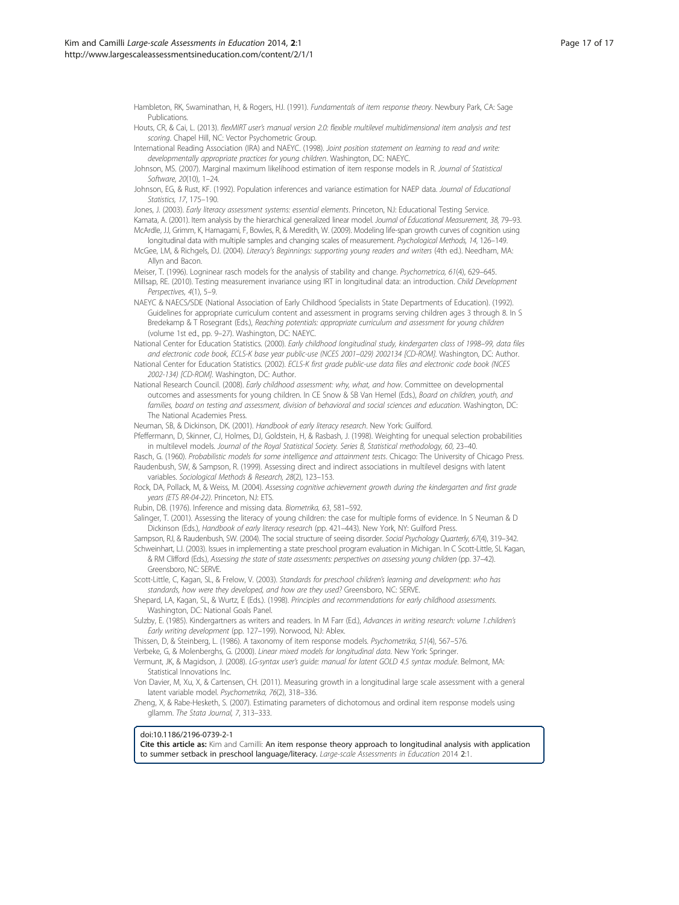Hambleton, RK, Swaminathan, H, & Rogers, HJ. (1991). *Fundamentals of item response theory*. Newbury Park, CA: Sage Publications.

Houts, CR, & Cai, L. (2013). *flexMIRT user's manual version 2.0: flexible multilevel multidimensional item analysis and test scoring*. Chapel Hill, NC: Vector Psychometric Group.

International Reading Association (IRA) and NAEYC. (1998). *Joint position statement on learning to read and write: developmentally appropriate practices for young children*. Washington, DC: NAEYC.

Johnson, MS. (2007). Marginal maximum likelihood estimation of item response models in R. *Journal of Statistical Software, 20*(10), 1–24.

Johnson, EG, & Rust, KF. (1992). Population inferences and variance estimation for NAEP data. *Journal of Educational Statistics, 17*, 175–190.

Jones, J. (2003). *Early literacy assessment systems: essential elements*. Princeton, NJ: Educational Testing Service.

Kamata, A. (2001). Item analysis by the hierarchical generalized linear model. *Journal of Educational Measurement, 38*, 79–93.

McArdle, JJ, Grimm, K, Hamagami, F, Bowles, R, & Meredith, W. (2009). Modeling life-span growth curves of cognition using longitudinal data with multiple samples and changing scales of measurement. *Psychological Methods, 14*, 126–149.

McGee, LM, & Richgels, DJ. (2004). *Literacy's Beginnings: supporting young readers and writers* (4th ed.). Needham, MA: Allyn and Bacon.

Meiser, T. (1996). Loglinear rasch models for the analysis of stability and change. *Psychometrica, 61*(4), 629–645.

Millsap, RE. (2010). Testing measurement invariance using IRT in longitudinal data: an introduction. *Child Development Perspectives, 4*(1), 5–9.

NAEYC & NAECS/SDE (National Association of Early Childhood Specialists in State Departments of Education). (1992). Guidelines for appropriate curriculum content and assessment in programs serving children ages 3 through 8. In S Bredekamp & T Rosegrant (Eds.), *Reaching potentials: appropriate curriculum and assessment for young children* (volume 1st ed., pp. 9–27). Washington, DC: NAEYC.

National Center for Education Statistics. (2000). *Early childhood longitudinal study, kindergarten class of 1998–99, data files and electronic code book, ECLS-K base year public-use (NCES 2001–029) 2002134 [CD-ROM]*. Washington, DC: Author.

National Center for Education Statistics. (2002). *ECLS-K first grade public-use data files and electronic code book (NCES 2002-134) [CD-ROM]*. Washington, DC: Author.

National Research Council. (2008). *Early childhood assessment: why, what, and how*. Committee on developmental outcomes and assessments for young children. In CE Snow & SB Van Hemel (Eds.), *Board on children, youth, and families, board on testing and assessment, division of behavioral and social sciences and education*. Washington, DC: The National Academies Press.

Neuman, SB, & Dickinson, DK. (2001). *Handbook of early literacy research*. New York: Guilford.

Pfeffermann, D, Skinner, CJ, Holmes, DJ, Goldstein, H, & Rasbash, J. (1998). Weighting for unequal selection probabilities in multilevel models. *Journal of the Royal Statistical Society. Series B, Statistical methodology, 60*, 23–40.

Rasch, G. (1960). *Probabilistic models for some intelligence and attainment tests*. Chicago: The University of Chicago Press.

Raudenbush, SW, & Sampson, R. (1999). Assessing direct and indirect associations in multilevel designs with latent variables. *Sociological Methods & Research, 28*(2), 123–153.

Rock, DA, Pollack, M, & Weiss, M. (2004). *Assessing cognitive achievement growth during the kindergarten and first grade years (ETS RR-04-22)*. Princeton, NJ: ETS.

Rubin, DB. (1976). Inference and missing data. *Biometrika, 63*, 581–592.

Salinger, T. (2001). Assessing the literacy of young children: the case for multiple forms of evidence. In S Neuman & D Dickinson (Eds.), *Handbook of early literacy research* (pp. 421–443). New York, NY: Guilford Press.

Sampson, RJ, & Raudenbush, SW. (2004). The social structure of seeing disorder. *Social Psychology Quarterly, 67*(4), 319–342.

Schweinhart, LJ. (2003). Issues in implementing a state preschool program evaluation in Michigan. In C Scott-Little, SL Kagan, & RM Clifford (Eds.), *Assessing the state of state assessments: perspectives on assessing young children* (pp. 37–42). Greensboro, NC: SERVE.

Scott-Little, C, Kagan, SL, & Frelow, V. (2003). *Standards for preschool children's learning and development: who has standards, how were they developed, and how are they used?* Greensboro, NC: SERVE.

Shepard, LA, Kagan, SL, & Wurtz, E (Eds.). (1998). *Principles and recommendations for early childhood assessments*. Washington, DC: National Goals Panel.

Sulzby, E. (1985). Kindergartners as writers and readers. In M Farr (Ed.), *Advances in writing research: volume 1.children's Early writing development* (pp. 127–199). Norwood, NJ: Ablex.

Thissen, D, & Steinberg, L. (1986). A taxonomy of item response models. *Psychometrika, 51*(4), 567–576.

Verbeke, G, & Molenberghs, G. (2000). *Linear mixed models for longitudinal data*. New York: Springer.

Vermunt, JK, & Magidson, J. (2008). *LG-syntax user's guide: manual for latent GOLD 4.5 syntax module*. Belmont, MA: Statistical Innovations Inc.

Von Davier, M, Xu, X, & Cartensen, CH. (2011). Measuring growth in a longitudinal large scale assessment with a general latent variable model. *Psychometrika, 76*(2), 318–336.

Zheng, X, & Rabe-Hesketh, S. (2007). Estimating parameters of dichotomous and ordinal item response models using gllamm. *The Stata Journal, 7*, 313–333.

doi:10.1186/2196-0739-2-1

**Cite this article as:** Kim and Camilli: **An item response theory approach to longitudinal analysis with application to summer setback in preschool language/literacy.** *Large-scale Assessments in Education* 2014 **2**:1.